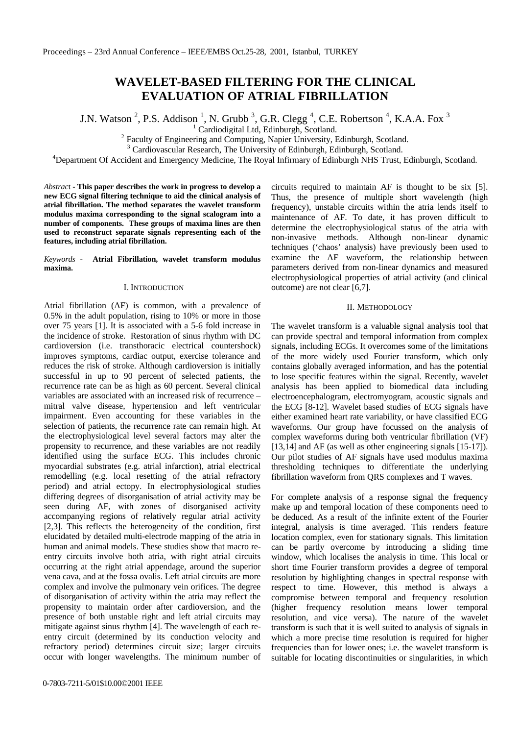# WAVELET-BASED FILTERING FOR THE CLINICAL EVALUATION OF ATRIAL FIBRILLATION

J.N. Watson [2], P.S. Addison [1], N. Grubb [3], G.R. Clegg [4], C.E. Robertson [4], K.A.A. Fox [3]

[1] Cardiodigital Ltd, Edinburgh, Scotland.

[2] Faculty of Engineering and Computing, Napier University, Edinburgh, Scotland.

[3] Cardiovascular Research, The University of Edinburgh, Edinburgh, Scotland.

[4] Department Of Accident and Emergency Medicine, The Royal Infirmary of Edinburgh NHS Trust, Edinburgh, Scotland.

*Abstract* - **This paper describes the work in progress to develop a new ECG signal filtering technique to aid the clinical analysis of atrial fibrillation. The method separates the wavelet transform modulus maxima corresponding to the signal scalogram into a number of components. These groups of maxima lines are then used to reconstruct separate signals representing each of the features, including atrial fibrillation.**

*Keywords* - **Atrial Fibrillation, wavelet transform modulus maxima.**

## I. INTRODUCTION

Atrial fibrillation (AF) is common, with a prevalence of 0.5% in the adult population, rising to 10% or more in those over 75 years [1]. It is associated with a 5-6 fold increase in the incidence of stroke. Restoration of sinus rhythm with DC cardioversion (i.e. transthoracic electrical countershock) improves symptoms, cardiac output, exercise tolerance and reduces the risk of stroke. Although cardioversion is initially successful in up to 90 percent of selected patients, the recurrence rate can be as high as 60 percent. Several clinical variables are associated with an increased risk of recurrence – mitral valve disease, hypertension and left ventricular impairment. Even accounting for these variables in the selection of patients, the recurrence rate can remain high. At the electrophysiological level several factors may alter the propensity to recurrence, and these variables are not readily identified using the surface ECG. This includes chronic myocardial substrates (e.g. atrial infarction), atrial electrical remodelling (e.g. local resetting of the atrial refractory period) and atrial ectopy. In electrophysiological studies differing degrees of disorganisation of atrial activity may be seen during AF, with zones of disorganised activity accompanying regions of relatively regular atrial activity [2,3]. This reflects the heterogeneity of the condition, first elucidated by detailed multi-electrode mapping of the atria in human and animal models. These studies show that macro re-entry circuits involve both atria, with right atrial circuits occurring at the right atrial appendage, around the superior vena cava, and at the fossa ovalis. Left atrial circuits are more complex and involve the pulmonary vein orifices. The degree of disorganisation of activity within the atria may reflect the propensity to maintain order after cardioversion, and the presence of both unstable right and left atrial circuits may mitigate against sinus rhythm [4]. The wavelength of each re-entry circuit (determined by its conduction velocity and refractory period) determines circuit size; larger circuits occur with longer wavelengths. The minimum number of circuits required to maintain AF is thought to be six [5]. Thus, the presence of multiple short wavelength (high frequency), unstable circuits within the atria lends itself to maintenance of AF. To date, it has proven difficult to determine the electrophysiological status of the atria with non-invasive methods. Although non-linear dynamic techniques ('chaos' analysis) have previously been used to examine the AF waveform, the relationship between parameters derived from non-linear dynamics and measured electrophysiological properties of atrial activity (and clinical outcome) are not clear [6,7].

## II. METHODOLOGY

The wavelet transform is a valuable signal analysis tool that can provide spectral and temporal information from complex signals, including ECGs. It overcomes some of the limitations of the more widely used Fourier transform, which only contains globally averaged information, and has the potential to lose specific features within the signal. Recently, wavelet analysis has been applied to biomedical data including electroencephalogram, electromyogram, acoustic signals and the ECG [8-12]. Wavelet based studies of ECG signals have either examined heart rate variability, or have classified ECG waveforms. Our group have focussed on the analysis of complex waveforms during both ventricular fibrillation (VF) [13,14] and AF (as well as other engineering signals [15-17]). Our pilot studies of AF signals have used modulus maxima thresholding techniques to differentiate the underlying fibrillation waveform from QRS complexes and T waves.

For complete analysis of a response signal the frequency make up and temporal location of these components need to be deduced. As a result of the infinite extent of the Fourier integral, analysis is time averaged. This renders feature location complex, even for stationary signals. This limitation can be partly overcome by introducing a sliding time window, which localises the analysis in time. This local or short time Fourier transform provides a degree of temporal resolution by highlighting changes in spectral response with respect to time. However, this method is always a compromise between temporal and frequency resolution (higher frequency resolution means lower temporal resolution, and vice versa). The nature of the wavelet transform is such that it is well suited to analysis of signals in which a more precise time resolution is required for higher frequencies than for lower ones; i.e. the wavelet transform is suitable for locating discontinuities or singularities, in which

0-7803-7211-5/01$10.00©2001 IEEE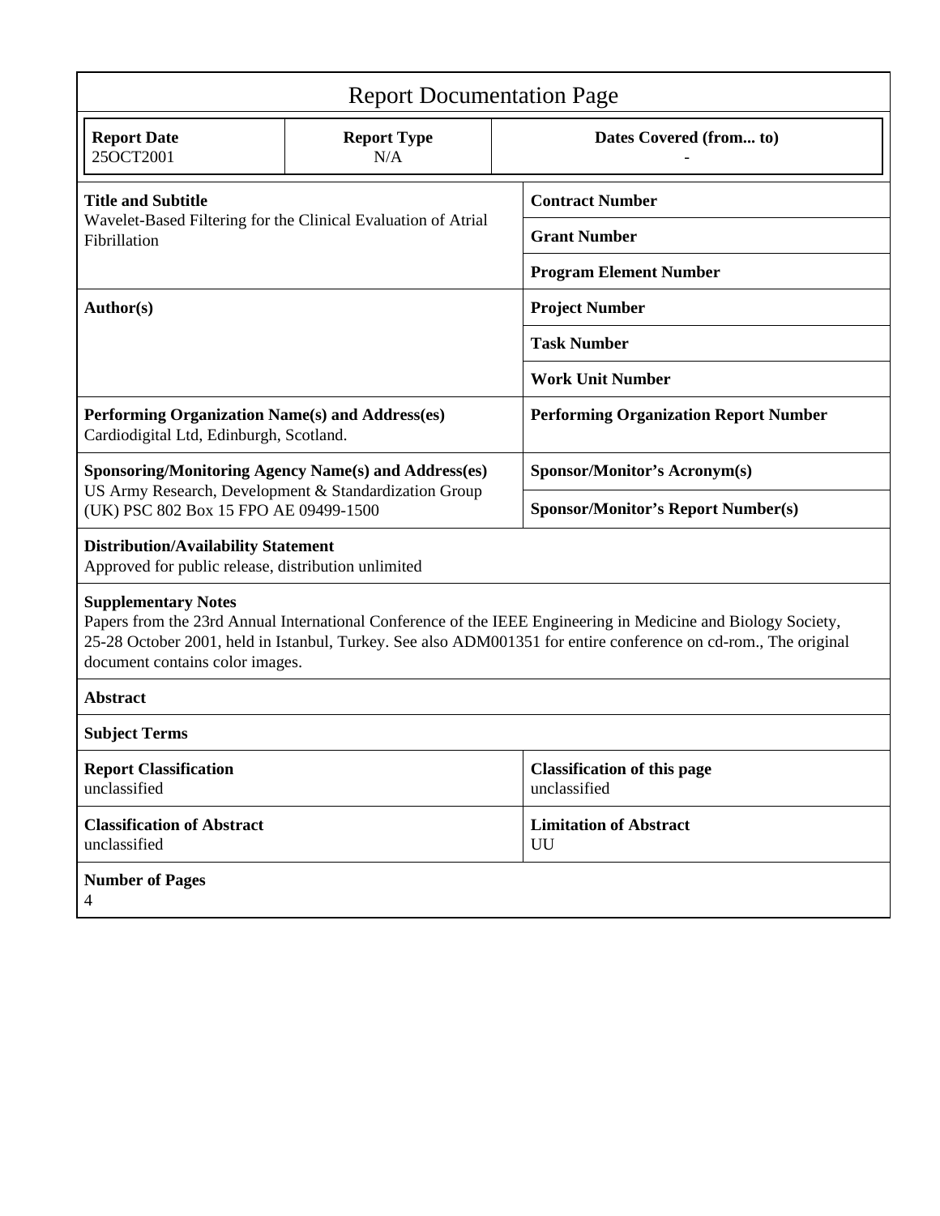# Report Documentation Page

| Report Date | Report Type | Dates Covered (from... to) |
|---|---|---|
| 25OCT2001 | N/A | - |

| | |
|---|---|
| **Title and Subtitle**<br>Wavelet-Based Filtering for the Clinical Evaluation of Atrial Fibrillation | **Contract Number** |
| | **Grant Number** |
| | **Program Element Number** |
| **Author(s)** | **Project Number** |
| | **Task Number** |
| | **Work Unit Number** |
| **Performing Organization Name(s) and Address(es)**<br>Cardiodigital Ltd, Edinburgh, Scotland. | **Performing Organization Report Number** |
| **Sponsoring/Monitoring Agency Name(s) and Address(es)**<br>US Army Research, Development & Standardization Group (UK) PSC 802 Box 15 FPO AE 09499-1500 | **Sponsor/Monitor's Acronym(s)** |
| | **Sponsor/Monitor's Report Number(s)** |

**Distribution/Availability Statement**
Approved for public release, distribution unlimited

**Supplementary Notes**
Papers from the 23rd Annual International Conference of the IEEE Engineering in Medicine and Biology Society, 25-28 October 2001, held in Istanbul, Turkey. See also ADM001351 for entire conference on cd-rom., The original document contains color images.

**Abstract**

**Subject Terms**

| | |
|---|---|
| **Report Classification**<br>unclassified | **Classification of this page**<br>unclassified |
| **Classification of Abstract**<br>unclassified | **Limitation of Abstract**<br>UU |

**Number of Pages**
4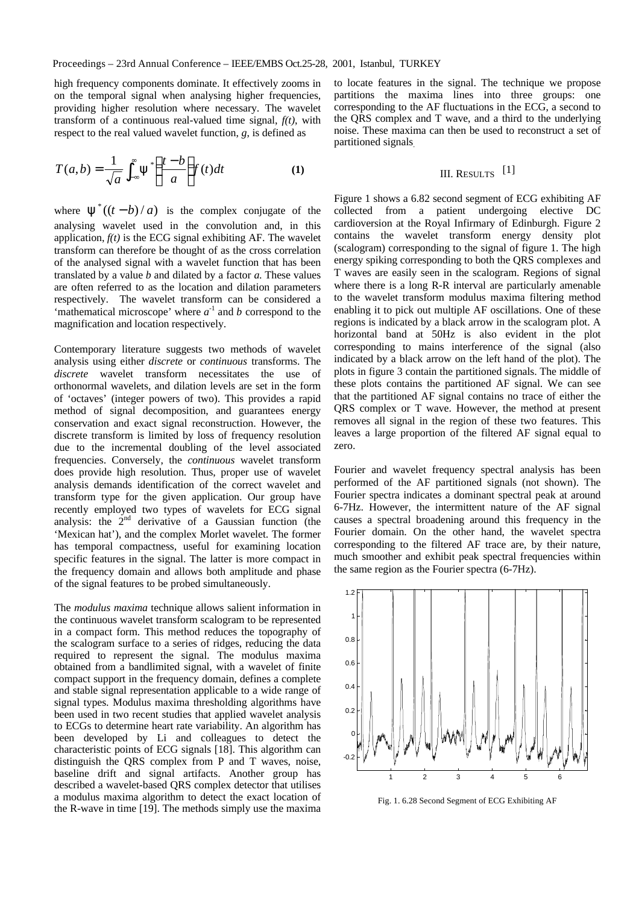high frequency components dominate. It effectively zooms in on the temporal signal when analysing higher frequencies, providing higher resolution where necessary. The wavelet transform of a continuous real-valued time signal, $f(t)$, with respect to the real valued wavelet function, $g$, is defined as

$$T(a,b) = \frac{1}{\sqrt{a}} \int_{-\infty}^{\infty} \psi^* \left( \frac{t-b}{a} \right) f(t) dt \qquad \textbf{(1)}$$

where $\psi^*((t-b)/a)$ is the complex conjugate of the analysing wavelet used in the convolution and, in this application, $f(t)$ is the ECG signal exhibiting AF. The wavelet transform can therefore be thought of as the cross correlation of the analysed signal with a wavelet function that has been translated by a value $b$ and dilated by a factor $a$. These values are often referred to as the location and dilation parameters respectively. The wavelet transform can be considered a 'mathematical microscope' where $a^{-1}$ and $b$ correspond to the magnification and location respectively.

Contemporary literature suggests two methods of wavelet analysis using either *discrete* or *continuous* transforms. The *discrete* wavelet transform necessitates the use of orthonormal wavelets, and dilation levels are set in the form of 'octaves' (integer powers of two). This provides a rapid method of signal decomposition, and guarantees energy conservation and exact signal reconstruction. However, the discrete transform is limited by loss of frequency resolution due to the incremental doubling of the level associated frequencies. Conversely, the *continuous* wavelet transform does provide high resolution. Thus, proper use of wavelet analysis demands identification of the correct wavelet and transform type for the given application. Our group have recently employed two types of wavelets for ECG signal analysis: the 2nd derivative of a Gaussian function (the 'Mexican hat'), and the complex Morlet wavelet. The former has temporal compactness, useful for examining location specific features in the signal. The latter is more compact in the frequency domain and allows both amplitude and phase of the signal features to be probed simultaneously.

The *modulus maxima* technique allows salient information in the continuous wavelet transform scalogram to be represented in a compact form. This method reduces the topography of the scalogram surface to a series of ridges, reducing the data required to represent the signal. The modulus maxima obtained from a bandlimited signal, with a wavelet of finite compact support in the frequency domain, defines a complete and stable signal representation applicable to a wide range of signal types. Modulus maxima thresholding algorithms have been used in two recent studies that applied wavelet analysis to ECGs to determine heart rate variability. An algorithm has been developed by Li and colleagues to detect the characteristic points of ECG signals [18]. This algorithm can distinguish the QRS complex from P and T waves, noise, baseline drift and signal artifacts. Another group has described a wavelet-based QRS complex detector that utilises a modulus maxima algorithm to detect the exact location of the R-wave in time [19]. The methods simply use the maxima to locate features in the signal. The technique we propose partitions the maxima lines into three groups: one corresponding to the AF fluctuations in the ECG, a second to the QRS complex and T wave, and a third to the underlying noise. These maxima can then be used to reconstruct a set of partitioned signals.

## III. Results [1]

Figure 1 shows a 6.82 second segment of ECG exhibiting AF collected from a patient undergoing elective DC cardioversion at the Royal Infirmary of Edinburgh. Figure 2 contains the wavelet transform energy density plot (scalogram) corresponding to the signal of figure 1. The high energy spiking corresponding to both the QRS complexes and T waves are easily seen in the scalogram. Regions of signal where there is a long R-R interval are particularly amenable to the wavelet transform modulus maxima filtering method enabling it to pick out multiple AF oscillations. One of these regions is indicated by a black arrow in the scalogram plot. A horizontal band at 50Hz is also evident in the plot corresponding to mains interference of the signal (also indicated by a black arrow on the left hand of the plot). The plots in figure 3 contain the partitioned signals. The middle of these plots contains the partitioned AF signal. We can see that the partitioned AF signal contains no trace of either the QRS complex or T wave. However, the method at present removes all signal in the region of these two features. This leaves a large proportion of the filtered AF signal equal to zero.

Fourier and wavelet frequency spectral analysis has been performed of the AF partitioned signals (not shown). The Fourier spectra indicates a dominant spectral peak at around 6-7Hz. However, the intermittent nature of the AF signal causes a spectral broadening around this frequency in the Fourier domain. On the other hand, the wavelet spectra corresponding to the filtered AF trace are, by their nature, much smoother and exhibit peak spectral frequencies within the same region as the Fourier spectra (6-7Hz).

Fig. 1. 6.28 Second Segment of ECG Exhibiting AF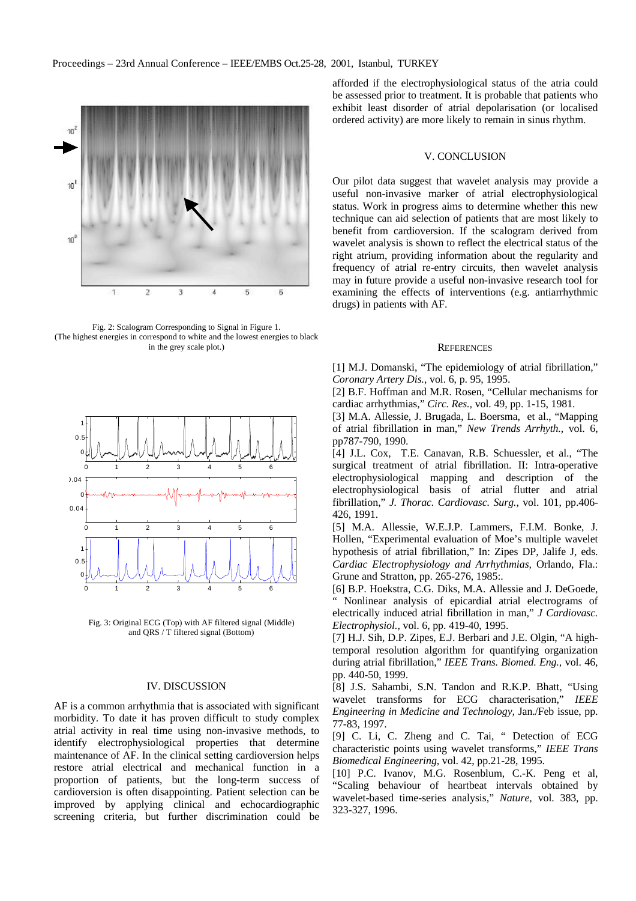Fig. 2: Scalogram Corresponding to Signal in Figure 1.
(The highest energies in correspond to white and the lowest energies to black in the grey scale plot.)

Fig. 3: Original ECG (Top) with AF filtered signal (Middle) and QRS / T filtered signal (Bottom)

## IV. DISCUSSION

AF is a common arrhythmia that is associated with significant morbidity. To date it has proven difficult to study complex atrial activity in real time using non-invasive methods, to identify electrophysiological properties that determine maintenance of AF. In the clinical setting cardioversion helps restore atrial electrical and mechanical function in a proportion of patients, but the long-term success of cardioversion is often disappointing. Patient selection can be improved by applying clinical and echocardiographic screening criteria, but further discrimination could be afforded if the electrophysiological status of the atria could be assessed prior to treatment. It is probable that patients who exhibit least disorder of atrial depolarisation (or localised ordered activity) are more likely to remain in sinus rhythm.

## V. CONCLUSION

Our pilot data suggest that wavelet analysis may provide a useful non-invasive marker of atrial electrophysiological status. Work in progress aims to determine whether this new technique can aid selection of patients that are most likely to benefit from cardioversion. If the scalogram derived from wavelet analysis is shown to reflect the electrical status of the right atrium, providing information about the regularity and frequency of atrial re-entry circuits, then wavelet analysis may in future provide a useful non-invasive research tool for examining the effects of interventions (e.g. antiarrhythmic drugs) in patients with AF.

## REFERENCES

[1] M.J. Domanski, "The epidemiology of atrial fibrillation," *Coronary Artery Dis.*, vol. 6, p. 95, 1995.

[2] B.F. Hoffman and M.R. Rosen, "Cellular mechanisms for cardiac arrhythmias," *Circ. Res.*, vol. 49, pp. 1-15, 1981.

[3] M.A. Allessie, J. Brugada, L. Boersma, et al., "Mapping of atrial fibrillation in man," *New Trends Arrhyth.*, vol. 6, pp787-790, 1990.

[4] J.L. Cox, T.E. Canavan, R.B. Schuessler, et al., "The surgical treatment of atrial fibrillation. II: Intra-operative electrophysiological mapping and description of the electrophysiological basis of atrial flutter and atrial fibrillation," *J. Thorac. Cardiovasc. Surg.*, vol. 101, pp.406-426, 1991.

[5] M.A. Allessie, W.E.J.P. Lammers, F.I.M. Bonke, J. Hollen, "Experimental evaluation of Moe's multiple wavelet hypothesis of atrial fibrillation," In: Zipes DP, Jalife J, eds. *Cardiac Electrophysiology and Arrhythmias,* Orlando, Fla.: Grune and Stratton, pp. 265-276, 1985:.

[6] B.P. Hoekstra, C.G. Diks, M.A. Allessie and J. DeGoede, " Nonlinear analysis of epicardial atrial electrograms of electrically induced atrial fibrillation in man," *J Cardiovasc. Electrophysiol.,* vol. 6, pp. 419-40, 1995.

[7] H.J. Sih, D.P. Zipes, E.J. Berbari and J.E. Olgin, "A high-temporal resolution algorithm for quantifying organization during atrial fibrillation," *IEEE Trans. Biomed. Eng.*, vol. 46, pp. 440-50, 1999.

[8] J.S. Sahambi, S.N. Tandon and R.K.P. Bhatt, "Using wavelet transforms for ECG characterisation," *IEEE Engineering in Medicine and Technology,* Jan./Feb issue, pp. 77-83, 1997.

[9] C. Li, C. Zheng and C. Tai, " Detection of ECG characteristic points using wavelet transforms," *IEEE Trans Biomedical Engineering,* vol. 42, pp.21-28, 1995.

[10] P.C. Ivanov, M.G. Rosenblum, C.-K. Peng et al, "Scaling behaviour of heartbeat intervals obtained by wavelet-based time-series analysis," *Nature*, vol. 383, pp. 323-327, 1996.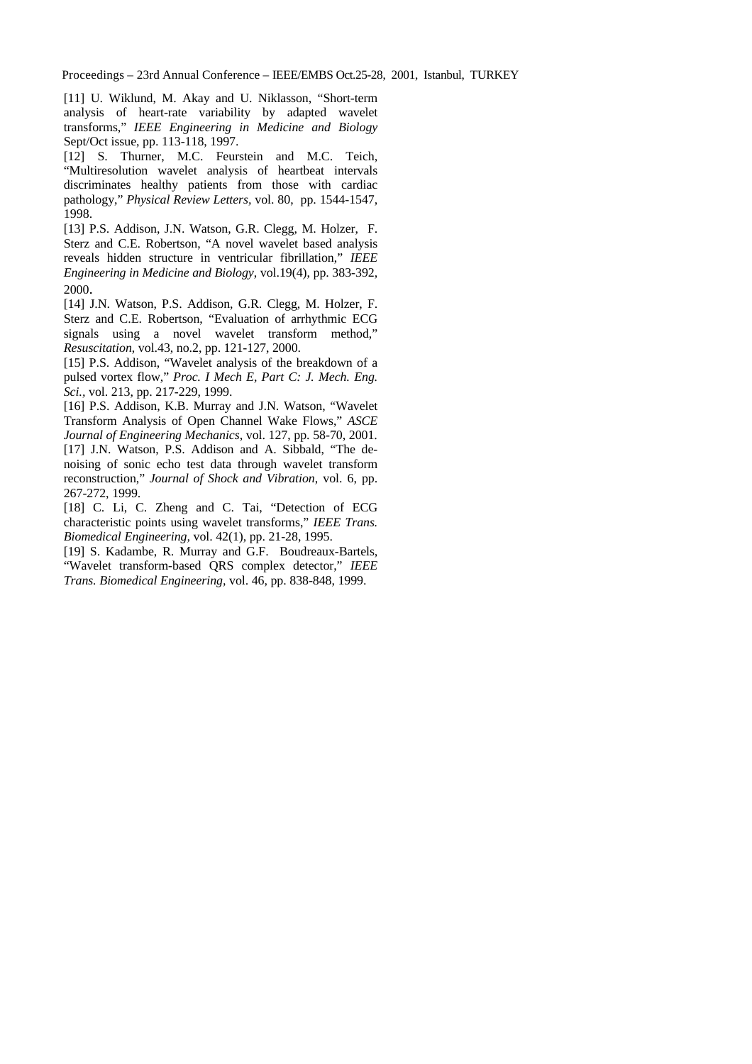[11] U. Wiklund, M. Akay and U. Niklasson, "Short-term analysis of heart-rate variability by adapted wavelet transforms," *IEEE Engineering in Medicine and Biology* Sept/Oct issue, pp. 113-118, 1997.

[12] S. Thurner, M.C. Feurstein and M.C. Teich, "Multiresolution wavelet analysis of heartbeat intervals discriminates healthy patients from those with cardiac pathology," *Physical Review Letters*, vol. 80, pp. 1544-1547, 1998.

[13] P.S. Addison, J.N. Watson, G.R. Clegg, M. Holzer, F. Sterz and C.E. Robertson, "A novel wavelet based analysis reveals hidden structure in ventricular fibrillation," *IEEE Engineering in Medicine and Biology*, vol.19(4), pp. 383-392, 2000.

[14] J.N. Watson, P.S. Addison, G.R. Clegg, M. Holzer, F. Sterz and C.E. Robertson, "Evaluation of arrhythmic ECG signals using a novel wavelet transform method," *Resuscitation*, vol.43, no.2, pp. 121-127, 2000.

[15] P.S. Addison, "Wavelet analysis of the breakdown of a pulsed vortex flow," *Proc. I Mech E, Part C: J. Mech. Eng. Sci.*, vol. 213, pp. 217-229, 1999.

[16] P.S. Addison, K.B. Murray and J.N. Watson, "Wavelet Transform Analysis of Open Channel Wake Flows," *ASCE Journal of Engineering Mechanics*, vol. 127, pp. 58-70, 2001.

[17] J.N. Watson, P.S. Addison and A. Sibbald, "The de-noising of sonic echo test data through wavelet transform reconstruction," *Journal of Shock and Vibration*, vol. 6, pp. 267-272, 1999.

[18] C. Li, C. Zheng and C. Tai, "Detection of ECG characteristic points using wavelet transforms," *IEEE Trans. Biomedical Engineering*, vol. 42(1), pp. 21-28, 1995.

[19] S. Kadambe, R. Murray and G.F. Boudreaux-Bartels, "Wavelet transform-based QRS complex detector," *IEEE Trans. Biomedical Engineering*, vol. 46, pp. 838-848, 1999.